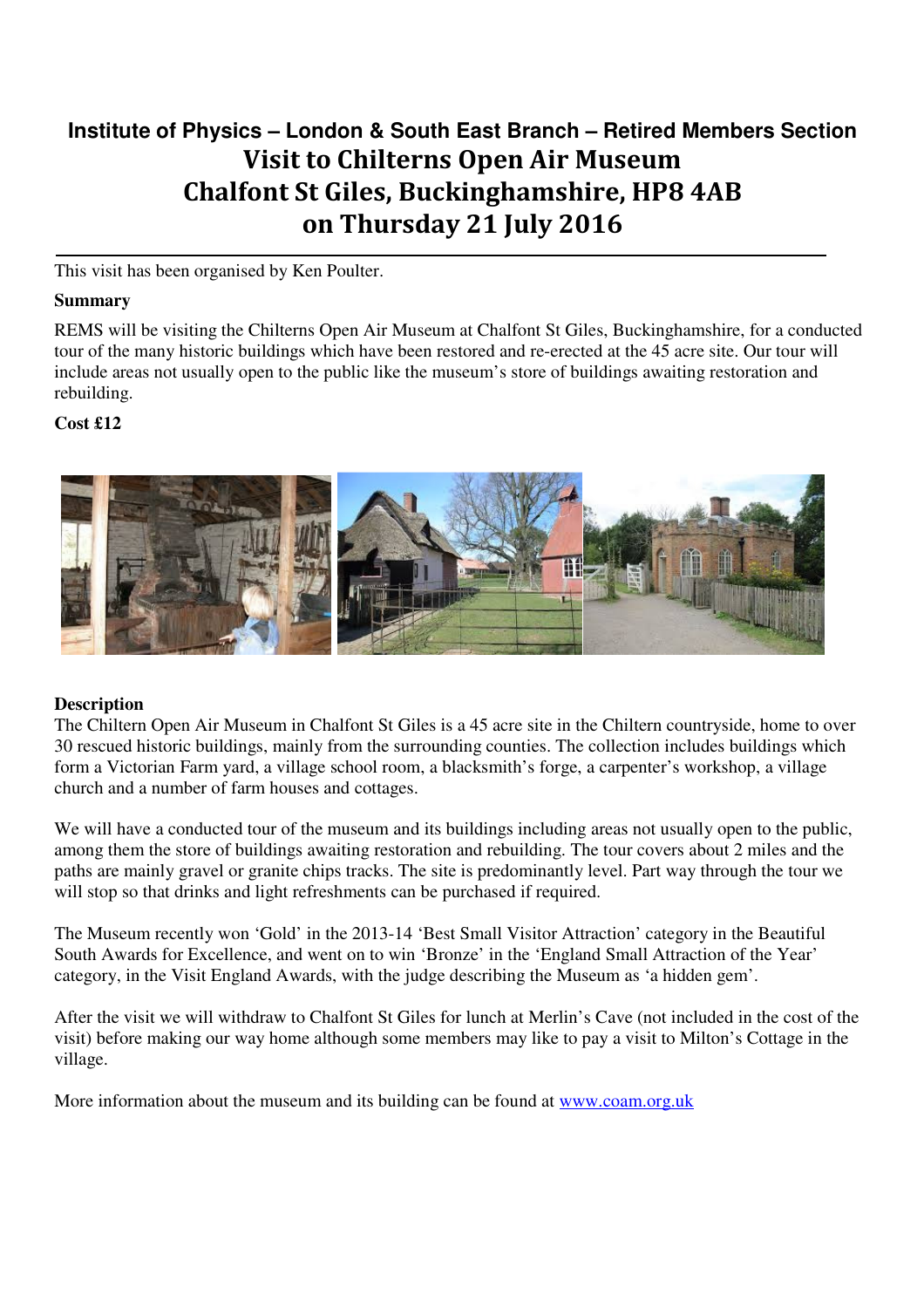# Institute of Physics – London & South East Branch – Retired Members Section

# Visit to Chilterns Open Air Museum
# Chalfont St Giles, Buckinghamshire, HP8 4AB
# on Thursday 21 July 2016

This visit has been organised by Ken Poulter.

**Summary**

REMS will be visiting the Chilterns Open Air Museum at Chalfont St Giles, Buckinghamshire, for a conducted tour of the many historic buildings which have been restored and re-erected at the 45 acre site. Our tour will include areas not usually open to the public like the museum's store of buildings awaiting restoration and rebuilding.

**Cost £12**

**Description**

The Chiltern Open Air Museum in Chalfont St Giles is a 45 acre site in the Chiltern countryside, home to over 30 rescued historic buildings, mainly from the surrounding counties. The collection includes buildings which form a Victorian Farm yard, a village school room, a blacksmith's forge, a carpenter's workshop, a village church and a number of farm houses and cottages.

We will have a conducted tour of the museum and its buildings including areas not usually open to the public, among them the store of buildings awaiting restoration and rebuilding. The tour covers about 2 miles and the paths are mainly gravel or granite chips tracks. The site is predominantly level. Part way through the tour we will stop so that drinks and light refreshments can be purchased if required.

The Museum recently won 'Gold' in the 2013-14 'Best Small Visitor Attraction' category in the Beautiful South Awards for Excellence, and went on to win 'Bronze' in the 'England Small Attraction of the Year' category, in the Visit England Awards, with the judge describing the Museum as 'a hidden gem'.

After the visit we will withdraw to Chalfont St Giles for lunch at Merlin's Cave (not included in the cost of the visit) before making our way home although some members may like to pay a visit to Milton's Cottage in the village.

More information about the museum and its building can be found at [www.coam.org.uk](http://www.coam.org.uk)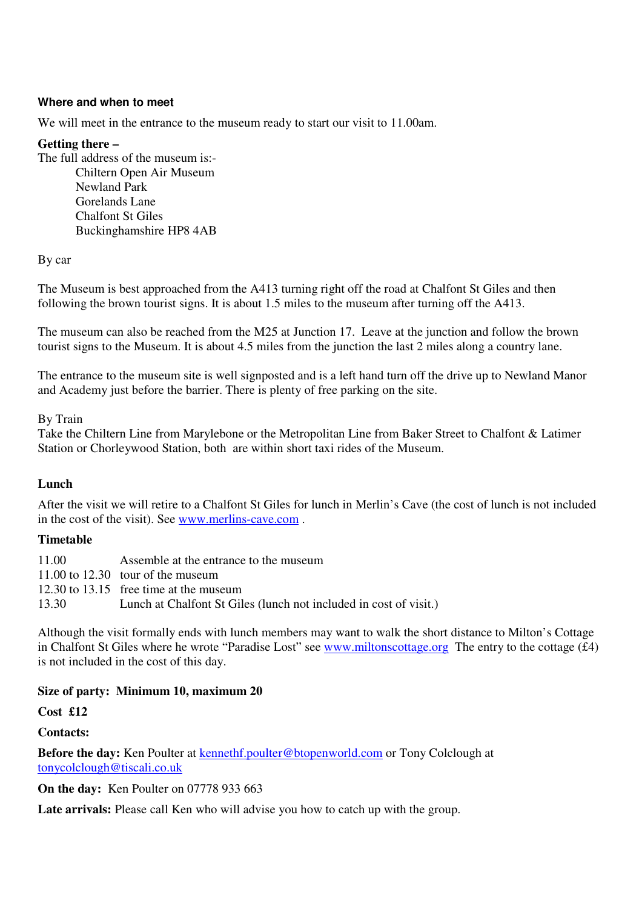### Where and when to meet

We will meet in the entrance to the museum ready to start our visit to 11.00am.

**Getting there –**

The full address of the museum is:-

Chiltern Open Air Museum
Newland Park
Gorelands Lane
Chalfont St Giles
Buckinghamshire HP8 4AB

By car

The Museum is best approached from the A413 turning right off the road at Chalfont St Giles and then following the brown tourist signs. It is about 1.5 miles to the museum after turning off the A413.

The museum can also be reached from the M25 at Junction 17. Leave at the junction and follow the brown tourist signs to the Museum. It is about 4.5 miles from the junction the last 2 miles along a country lane.

The entrance to the museum site is well signposted and is a left hand turn off the drive up to Newland Manor and Academy just before the barrier. There is plenty of free parking on the site.

By Train

Take the Chiltern Line from Marylebone or the Metropolitan Line from Baker Street to Chalfont & Latimer Station or Chorleywood Station, both are within short taxi rides of the Museum.

**Lunch**

After the visit we will retire to a Chalfont St Giles for lunch in Merlin's Cave (the cost of lunch is not included in the cost of the visit). See www.merlins-cave.com .

**Timetable**

| | |
|---|---|
| 11.00 | Assemble at the entrance to the museum |
| 11.00 to 12.30 | tour of the museum |
| 12.30 to 13.15 | free time at the museum |
| 13.30 | Lunch at Chalfont St Giles (lunch not included in cost of visit.) |

Although the visit formally ends with lunch members may want to walk the short distance to Milton's Cottage in Chalfont St Giles where he wrote "Paradise Lost" see www.miltonscottage.org The entry to the cottage (£4) is not included in the cost of this day.

**Size of party: Minimum 10, maximum 20**

**Cost £12**

**Contacts:**

**Before the day:** Ken Poulter at kennethf.poulter@btopenworld.com or Tony Colclough at tonycolclough@tiscali.co.uk

**On the day:** Ken Poulter on 07778 933 663

**Late arrivals:** Please call Ken who will advise you how to catch up with the group.